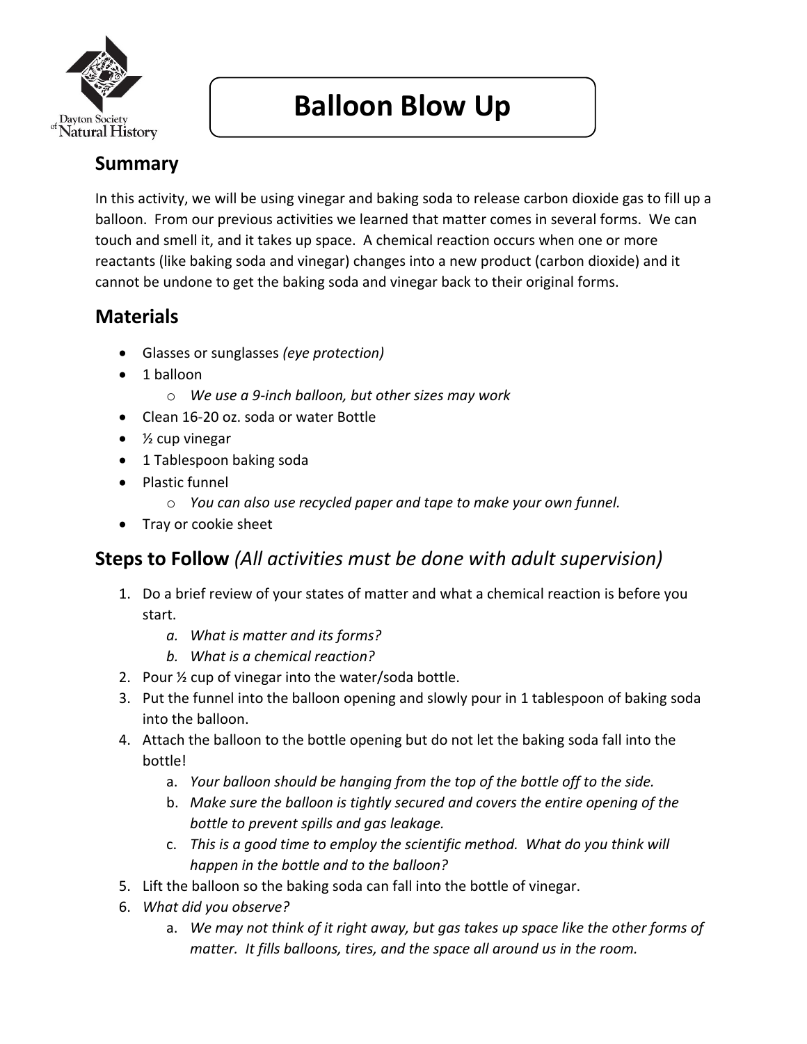# Balloon Blow Up

## Summary

In this activity, we will be using vinegar and baking soda to release carbon dioxide gas to fill up a balloon. From our previous activities we learned that matter comes in several forms. We can touch and smell it, and it takes up space. A chemical reaction occurs when one or more reactants (like baking soda and vinegar) changes into a new product (carbon dioxide) and it cannot be undone to get the baking soda and vinegar back to their original forms.

## Materials

- Glasses or sunglasses *(eye protection)*
- 1 balloon
  - *We use a 9-inch balloon, but other sizes may work*
- Clean 16-20 oz. soda or water Bottle
- ½ cup vinegar
- 1 Tablespoon baking soda
- Plastic funnel
  - *You can also use recycled paper and tape to make your own funnel.*
- Tray or cookie sheet

## Steps to Follow *(All activities must be done with adult supervision)*

1. Do a brief review of your states of matter and what a chemical reaction is before you start.
   a. *What is matter and its forms?*
   b. *What is a chemical reaction?*
2. Pour ½ cup of vinegar into the water/soda bottle.
3. Put the funnel into the balloon opening and slowly pour in 1 tablespoon of baking soda into the balloon.
4. Attach the balloon to the bottle opening but do not let the baking soda fall into the bottle!
   a. *Your balloon should be hanging from the top of the bottle off to the side.*
   b. *Make sure the balloon is tightly secured and covers the entire opening of the bottle to prevent spills and gas leakage.*
   c. *This is a good time to employ the scientific method. What do you think will happen in the bottle and to the balloon?*
5. Lift the balloon so the baking soda can fall into the bottle of vinegar.
6. *What did you observe?*
   a. *We may not think of it right away, but gas takes up space like the other forms of matter. It fills balloons, tires, and the space all around us in the room.*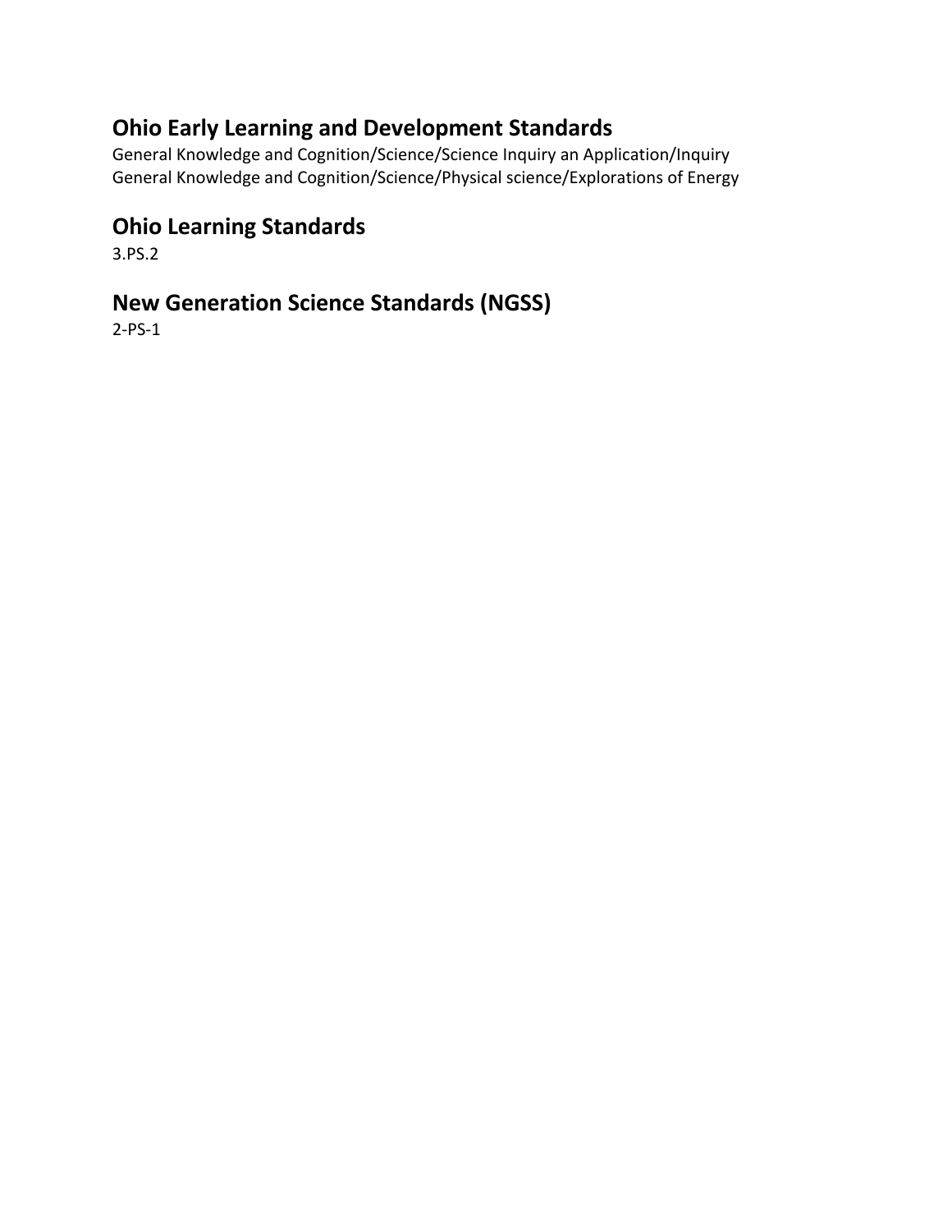## Ohio Early Learning and Development Standards

General Knowledge and Cognition/Science/Science Inquiry an Application/Inquiry
General Knowledge and Cognition/Science/Physical science/Explorations of Energy

## Ohio Learning Standards

3.PS.2

## New Generation Science Standards (NGSS)

2-PS-1